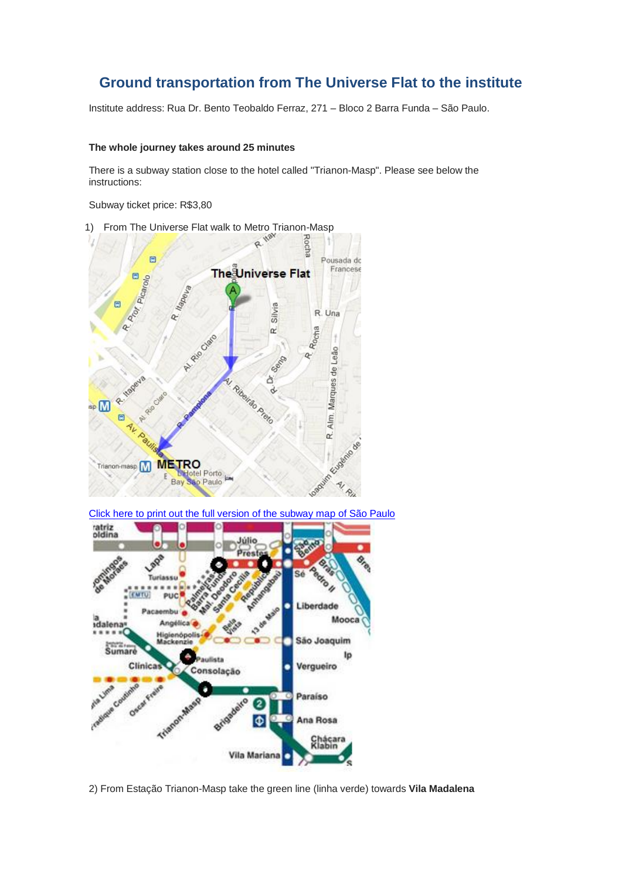# Ground transportation from The Universe Flat to the institute

Institute address: Rua Dr. Bento Teobaldo Ferraz, 271 – Bloco 2 Barra Funda – São Paulo.

**The whole journey takes around 25 minutes**

There is a subway station close to the hotel called "Trianon-Masp". Please see below the instructions:

Subway ticket price: R$3,80

1) From The Universe Flat walk to Metro Trianon-Masp

Click here to print out the full version of the subway map of São Paulo

2) From Estação Trianon-Masp take the green line (linha verde) towards **Vila Madalena**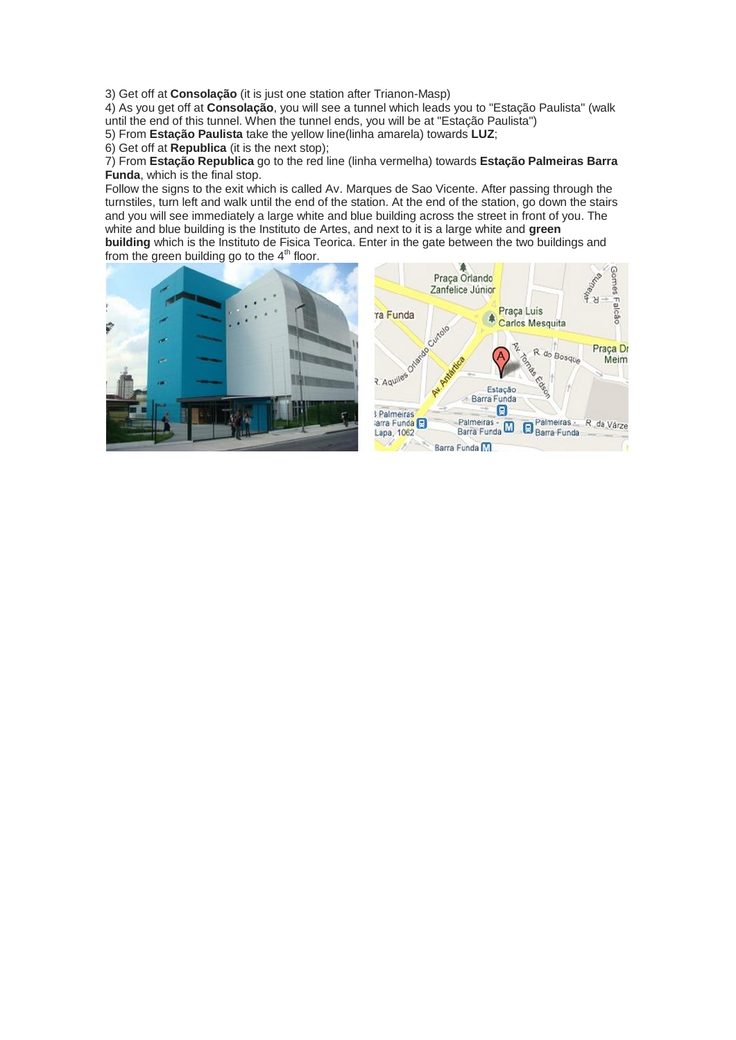3) Get off at **Consolação** (it is just one station after Trianon-Masp)

4) As you get off at **Consolação**, you will see a tunnel which leads you to "Estação Paulista" (walk until the end of this tunnel. When the tunnel ends, you will be at "Estação Paulista")

5) From **Estação Paulista** take the yellow line(linha amarela) towards **LUZ**;

6) Get off at **Republica** (it is the next stop);

7) From **Estação Republica** go to the red line (linha vermelha) towards **Estação Palmeiras Barra Funda**, which is the final stop.

Follow the signs to the exit which is called Av. Marques de Sao Vicente. After passing through the turnstiles, turn left and walk until the end of the station. At the end of the station, go down the stairs and you will see immediately a large white and blue building across the street in front of you. The white and blue building is the Instituto de Artes, and next to it is a large white and **green building** which is the Instituto de Fisica Teorica. Enter in the gate between the two buildings and from the green building go to the 4th floor.